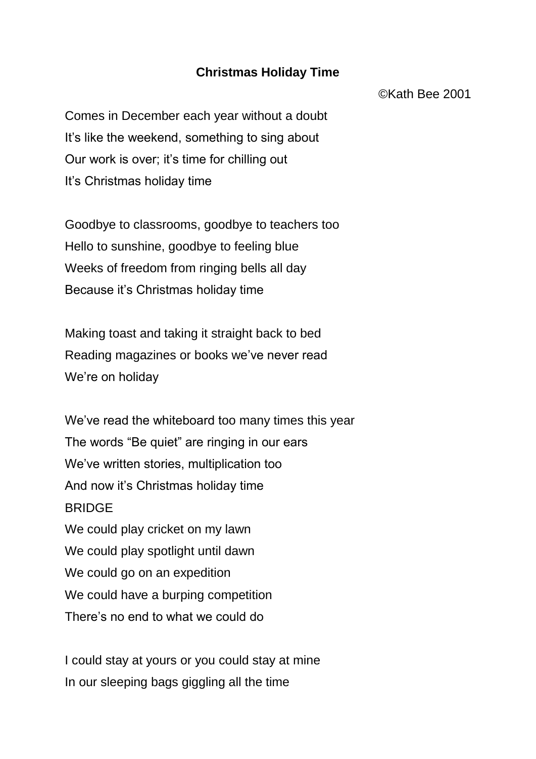**Christmas Holiday Time**

©Kath Bee 2001

Comes in December each year without a doubt
It's like the weekend, something to sing about
Our work is over; it's time for chilling out
It's Christmas holiday time

Goodbye to classrooms, goodbye to teachers too
Hello to sunshine, goodbye to feeling blue
Weeks of freedom from ringing bells all day
Because it's Christmas holiday time

Making toast and taking it straight back to bed
Reading magazines or books we've never read
We're on holiday

We've read the whiteboard too many times this year
The words "Be quiet" are ringing in our ears
We've written stories, multiplication too
And now it's Christmas holiday time
BRIDGE
We could play cricket on my lawn
We could play spotlight until dawn
We could go on an expedition
We could have a burping competition
There's no end to what we could do

I could stay at yours or you could stay at mine
In our sleeping bags giggling all the time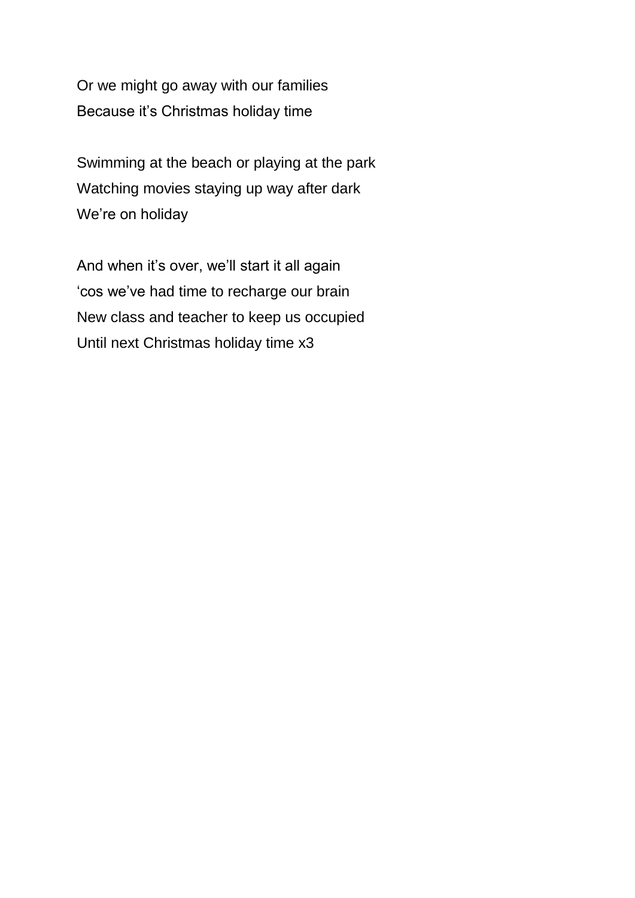Or we might go away with our families
Because it's Christmas holiday time

Swimming at the beach or playing at the park
Watching movies staying up way after dark
We're on holiday

And when it's over, we'll start it all again
'cos we've had time to recharge our brain
New class and teacher to keep us occupied
Until next Christmas holiday time x3